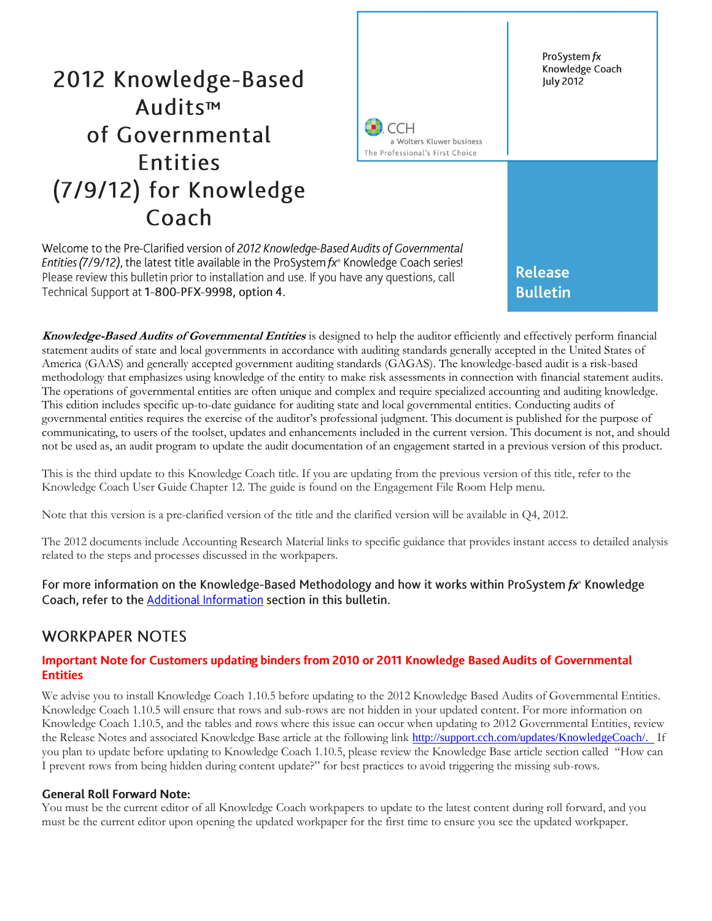# 2012 Knowledge-Based Audits™ of Governmental Entities (7/9/12) for Knowledge Coach

ProSystem *fx*
Knowledge Coach
July 2012

CCH
a Wolters Kluwer business
The Professional's First Choice

**Release Bulletin**

Welcome to the Pre-Clarified version of *2012 Knowledge-Based Audits of Governmental Entities (7/9/12)*, the latest title available in the ProSystem *fx*® Knowledge Coach series! Please review this bulletin prior to installation and use. If you have any questions, call Technical Support at **1-800-PFX-9998, option 4**.

***Knowledge-Based Audits of Governmental Entities*** is designed to help the auditor efficiently and effectively perform financial statement audits of state and local governments in accordance with auditing standards generally accepted in the United States of America (GAAS) and generally accepted government auditing standards (GAGAS). The knowledge-based audit is a risk-based methodology that emphasizes using knowledge of the entity to make risk assessments in connection with financial statement audits. The operations of governmental entities are often unique and complex and require specialized accounting and auditing knowledge. This edition includes specific up-to-date guidance for auditing state and local governmental entities. Conducting audits of governmental entities requires the exercise of the auditor's professional judgment. This document is published for the purpose of communicating, to users of the toolset, updates and enhancements included in the current version. This document is not, and should not be used as, an audit program to update the audit documentation of an engagement started in a previous version of this product.

This is the third update to this Knowledge Coach title. If you are updating from the previous version of this title, refer to the Knowledge Coach User Guide Chapter 12. The guide is found on the Engagement File Room Help menu.

Note that this version is a pre-clarified version of the title and the clarified version will be available in Q4, 2012.

The 2012 documents include Accounting Research Material links to specific guidance that provides instant access to detailed analysis related to the steps and processes discussed in the workpapers.

For more information on the Knowledge-Based Methodology and how it works within ProSystem *fx*® Knowledge Coach, refer to the Additional Information section in this bulletin.

## WORKPAPER NOTES

### Important Note for Customers updating binders from 2010 or 2011 Knowledge Based Audits of Governmental Entities

We advise you to install Knowledge Coach 1.10.5 before updating to the 2012 Knowledge Based Audits of Governmental Entities. Knowledge Coach 1.10.5 will ensure that rows and sub-rows are not hidden in your updated content. For more information on Knowledge Coach 1.10.5, and the tables and rows where this issue can occur when updating to 2012 Governmental Entities, review the Release Notes and associated Knowledge Base article at the following link http://support.cch.com/updates/KnowledgeCoach/. If you plan to update before updating to Knowledge Coach 1.10.5, please review the Knowledge Base article section called "How can I prevent rows from being hidden during content update?" for best practices to avoid triggering the missing sub-rows.

### General Roll Forward Note:

You must be the current editor of all Knowledge Coach workpapers to update to the latest content during roll forward, and you must be the current editor upon opening the updated workpaper for the first time to ensure you see the updated workpaper.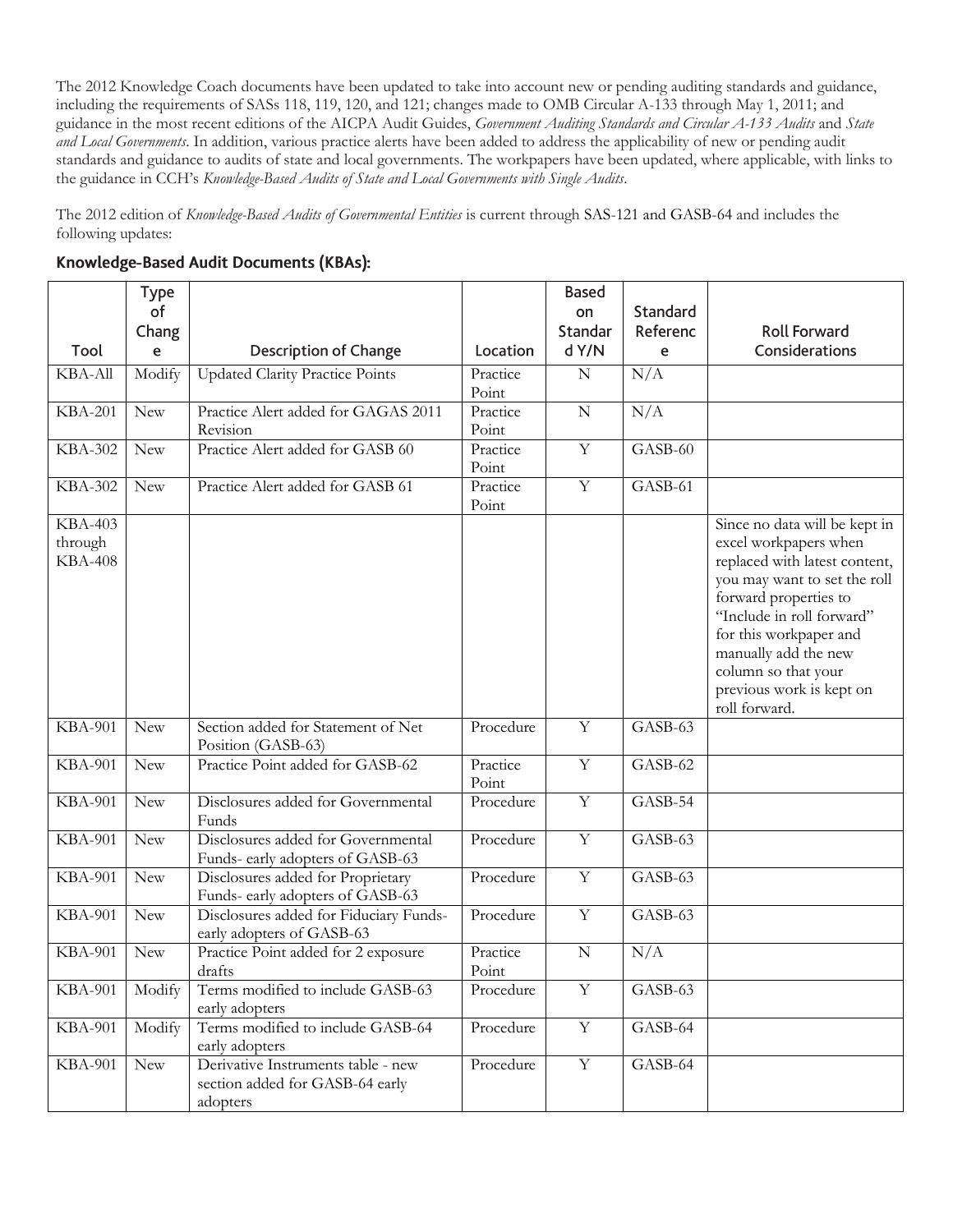The 2012 Knowledge Coach documents have been updated to take into account new or pending auditing standards and guidance, including the requirements of SASs 118, 119, 120, and 121; changes made to OMB Circular A-133 through May 1, 2011; and guidance in the most recent editions of the AICPA Audit Guides, *Government Auditing Standards and Circular A-133 Audits* and *State and Local Governments*. In addition, various practice alerts have been added to address the applicability of new or pending audit standards and guidance to audits of state and local governments. The workpapers have been updated, where applicable, with links to the guidance in CCH's *Knowledge-Based Audits of State and Local Governments with Single Audits*.

The 2012 edition of *Knowledge-Based Audits of Governmental Entities* is current through SAS-121 and GASB-64 and includes the following updates:

### Knowledge-Based Audit Documents (KBAs):

| Tool | Type of Change | Description of Change | Location | Based on Standard Y/N | Standard Reference | Roll Forward Considerations |
|---|---|---|---|---|---|---|
| KBA-All | Modify | Updated Clarity Practice Points | Practice Point | N | N/A | |
| KBA-201 | New | Practice Alert added for GAGAS 2011 Revision | Practice Point | N | N/A | |
| KBA-302 | New | Practice Alert added for GASB 60 | Practice Point | Y | GASB-60 | |
| KBA-302 | New | Practice Alert added for GASB 61 | Practice Point | Y | GASB-61 | |
| KBA-403 through KBA-408 | | | | | | Since no data will be kept in excel workpapers when replaced with latest content, you may want to set the roll forward properties to "Include in roll forward" for this workpaper and manually add the new column so that your previous work is kept on roll forward. |
| KBA-901 | New | Section added for Statement of Net Position (GASB-63) | Procedure | Y | GASB-63 | |
| KBA-901 | New | Practice Point added for GASB-62 | Practice Point | Y | GASB-62 | |
| KBA-901 | New | Disclosures added for Governmental Funds | Procedure | Y | GASB-54 | |
| KBA-901 | New | Disclosures added for Governmental Funds- early adopters of GASB-63 | Procedure | Y | GASB-63 | |
| KBA-901 | New | Disclosures added for Proprietary Funds- early adopters of GASB-63 | Procedure | Y | GASB-63 | |
| KBA-901 | New | Disclosures added for Fiduciary Funds- early adopters of GASB-63 | Procedure | Y | GASB-63 | |
| KBA-901 | New | Practice Point added for 2 exposure drafts | Practice Point | N | N/A | |
| KBA-901 | Modify | Terms modified to include GASB-63 early adopters | Procedure | Y | GASB-63 | |
| KBA-901 | Modify | Terms modified to include GASB-64 early adopters | Procedure | Y | GASB-64 | |
| KBA-901 | New | Derivative Instruments table - new section added for GASB-64 early adopters | Procedure | Y | GASB-64 | |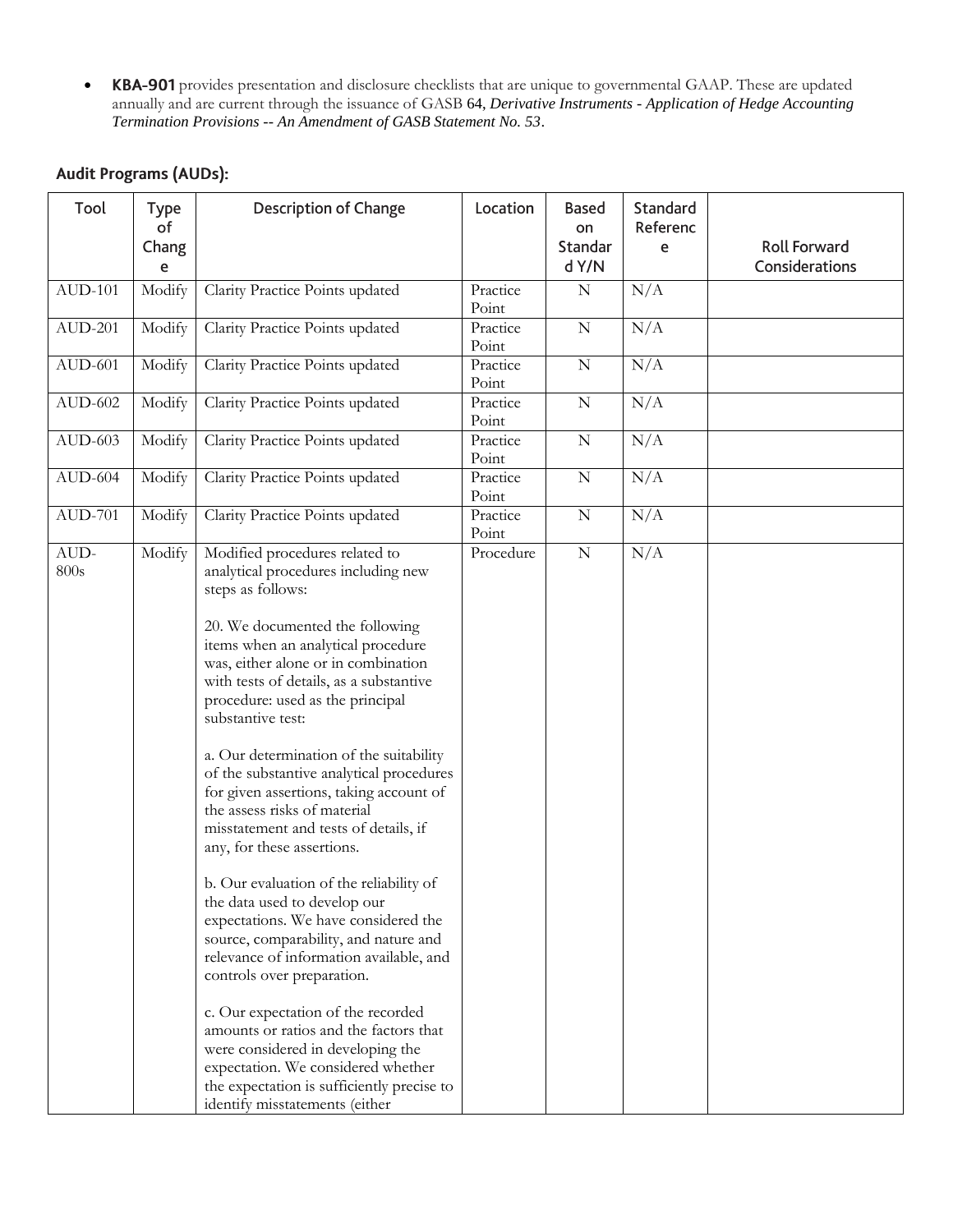- **KBA-901** provides presentation and disclosure checklists that are unique to governmental GAAP. These are updated annually and are current through the issuance of GASB 64, *Derivative Instruments - Application of Hedge Accounting Termination Provisions -- An Amendment of GASB Statement No. 53*.

### Audit Programs (AUDs):

| Tool | Type of Change | Description of Change | Location | Based on Standard Y/N | Standard Reference | Roll Forward Considerations |
|---|---|---|---|---|---|---|
| AUD-101 | Modify | Clarity Practice Points updated | Practice Point | N | N/A | |
| AUD-201 | Modify | Clarity Practice Points updated | Practice Point | N | N/A | |
| AUD-601 | Modify | Clarity Practice Points updated | Practice Point | N | N/A | |
| AUD-602 | Modify | Clarity Practice Points updated | Practice Point | N | N/A | |
| AUD-603 | Modify | Clarity Practice Points updated | Practice Point | N | N/A | |
| AUD-604 | Modify | Clarity Practice Points updated | Practice Point | N | N/A | |
| AUD-701 | Modify | Clarity Practice Points updated | Practice Point | N | N/A | |
| AUD-800s | Modify | Modified procedures related to analytical procedures including new steps as follows:<br><br>20. We documented the following items when an analytical procedure was, either alone or in combination with tests of details, as a substantive procedure: used as the principal substantive test:<br><br>a. Our determination of the suitability of the substantive analytical procedures for given assertions, taking account of the assess risks of material misstatement and tests of details, if any, for these assertions.<br><br>b. Our evaluation of the reliability of the data used to develop our expectations. We have considered the source, comparability, and nature and relevance of information available, and controls over preparation.<br><br>c. Our expectation of the recorded amounts or ratios and the factors that were considered in developing the expectation. We considered whether the expectation is sufficiently precise to identify misstatements (either | Procedure | N | N/A | |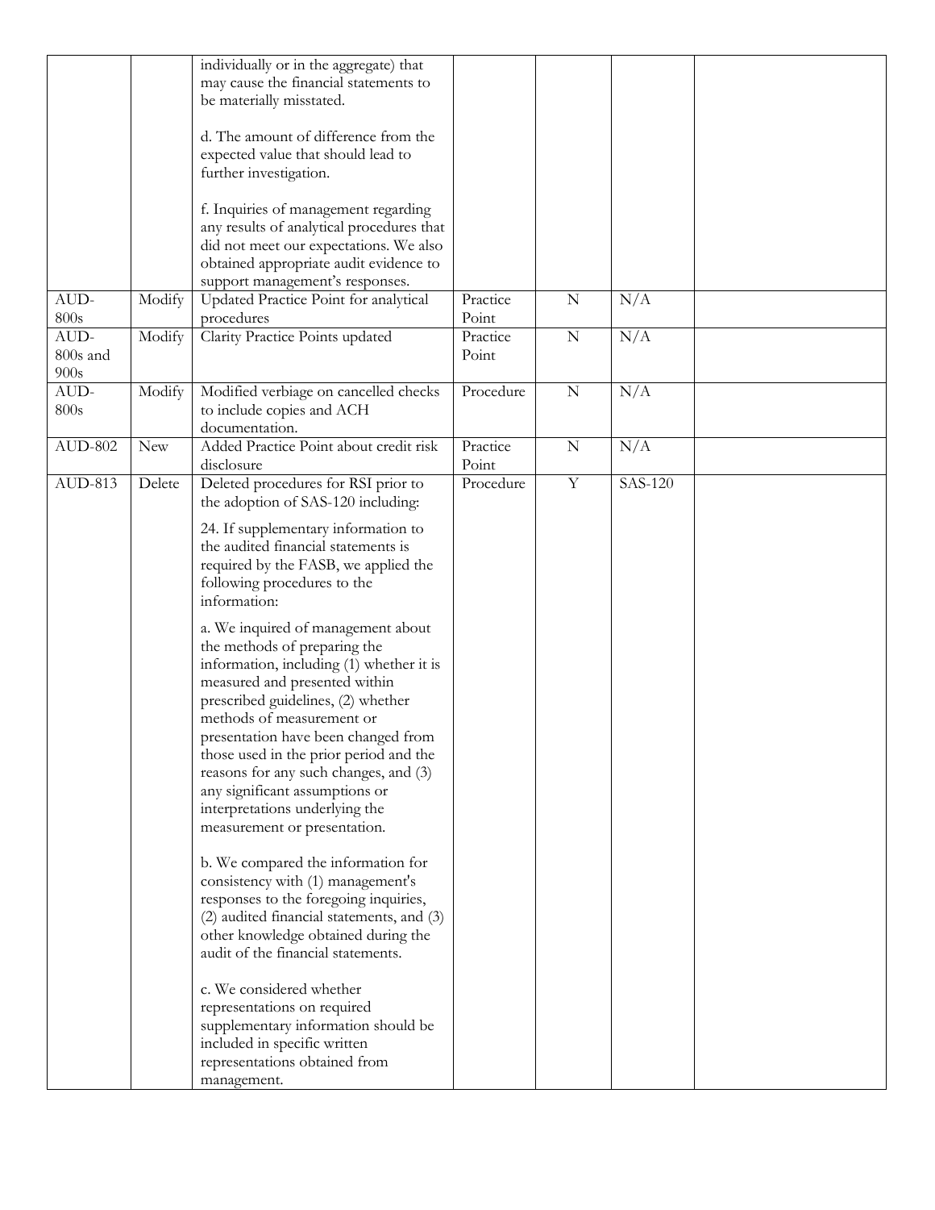|  |  |  |  |  |  |  |
|---|---|---|---|---|---|---|
|  |  | individually or in the aggregate) that may cause the financial statements to be materially misstated.<br><br>d. The amount of difference from the expected value that should lead to further investigation.<br><br>f. Inquiries of management regarding any results of analytical procedures that did not meet our expectations. We also obtained appropriate audit evidence to support management's responses. |  |  |  |  |
| AUD-800s | Modify | Updated Practice Point for analytical procedures | Practice Point | N | N/A |  |
| AUD-800s and 900s | Modify | Clarity Practice Points updated | Practice Point | N | N/A |  |
| AUD-800s | Modify | Modified verbiage on cancelled checks to include copies and ACH documentation. | Procedure | N | N/A |  |
| AUD-802 | New | Added Practice Point about credit risk disclosure | Practice Point | N | N/A |  |
| AUD-813 | Delete | Deleted procedures for RSI prior to the adoption of SAS-120 including:<br><br>24. If supplementary information to the audited financial statements is required by the FASB, we applied the following procedures to the information:<br><br>a. We inquired of management about the methods of preparing the information, including (1) whether it is measured and presented within prescribed guidelines, (2) whether methods of measurement or presentation have been changed from those used in the prior period and the reasons for any such changes, and (3) any significant assumptions or interpretations underlying the measurement or presentation.<br><br>b. We compared the information for consistency with (1) management's responses to the foregoing inquiries, (2) audited financial statements, and (3) other knowledge obtained during the audit of the financial statements.<br><br>c. We considered whether representations on required supplementary information should be included in specific written representations obtained from management. | Procedure | Y | SAS-120 |  |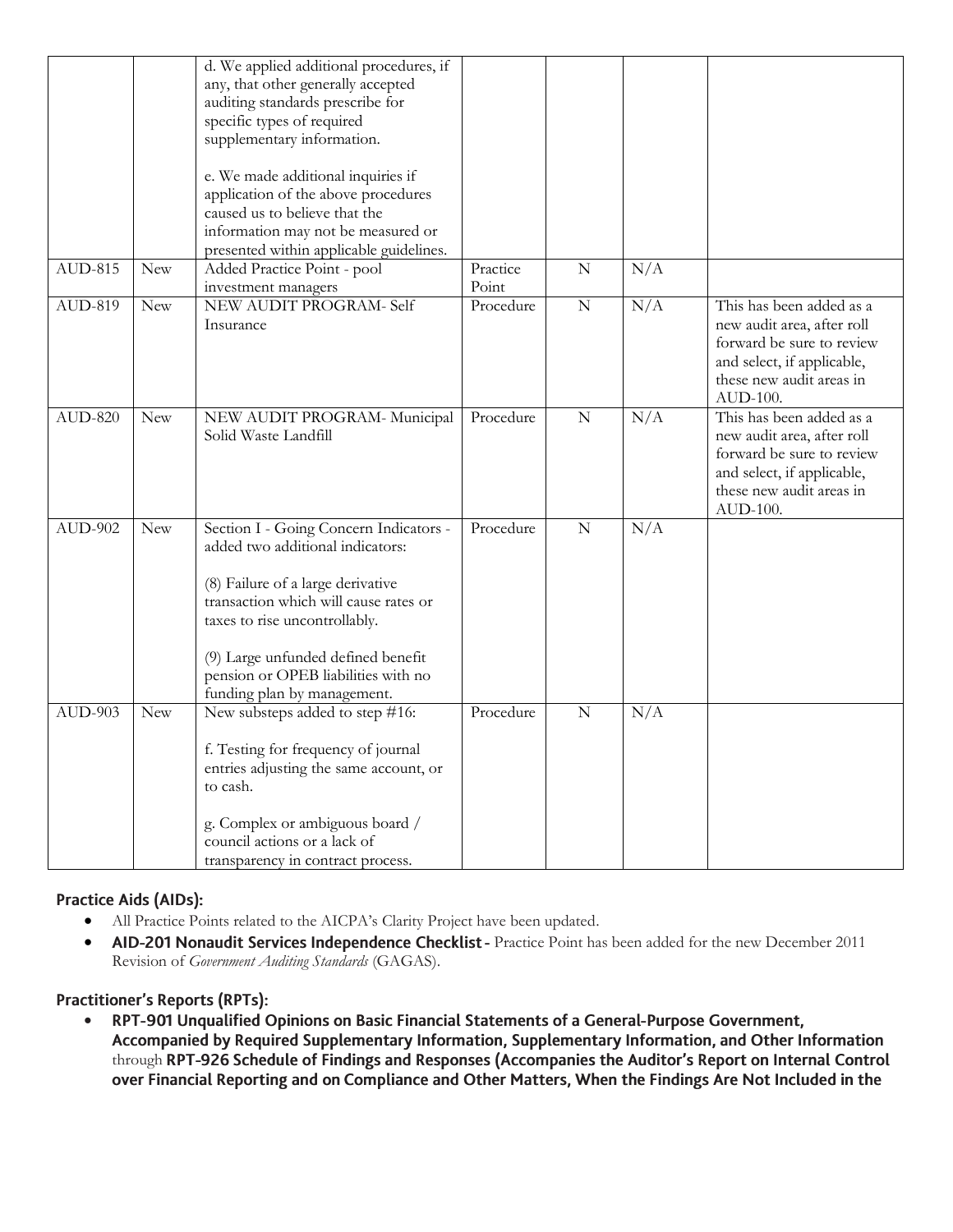| | | | | | | |
|---|---|---|---|---|---|---|
| | | d. We applied additional procedures, if any, that other generally accepted auditing standards prescribe for specific types of required supplementary information.<br><br>e. We made additional inquiries if application of the above procedures caused us to believe that the information may not be measured or presented within applicable guidelines. | | | | |
| AUD-815 | New | Added Practice Point - pool investment managers | Practice Point | N | N/A | |
| AUD-819 | New | NEW AUDIT PROGRAM- Self Insurance | Procedure | N | N/A | This has been added as a new audit area, after roll forward be sure to review and select, if applicable, these new audit areas in AUD-100. |
| AUD-820 | New | NEW AUDIT PROGRAM- Municipal Solid Waste Landfill | Procedure | N | N/A | This has been added as a new audit area, after roll forward be sure to review and select, if applicable, these new audit areas in AUD-100. |
| AUD-902 | New | Section I - Going Concern Indicators - added two additional indicators:<br><br>(8) Failure of a large derivative transaction which will cause rates or taxes to rise uncontrollably.<br><br>(9) Large unfunded defined benefit pension or OPEB liabilities with no funding plan by management. | Procedure | N | N/A | |
| AUD-903 | New | New substeps added to step #16:<br><br>f. Testing for frequency of journal entries adjusting the same account, or to cash.<br><br>g. Complex or ambiguous board / council actions or a lack of transparency in contract process. | Procedure | N | N/A | |

**Practice Aids (AIDs):**

- All Practice Points related to the AICPA's Clarity Project have been updated.
- **AID-201 Nonaudit Services Independence Checklist -** Practice Point has been added for the new December 2011 Revision of *Government Auditing Standards* (GAGAS).

**Practitioner's Reports (RPTs):**

- **RPT-901 Unqualified Opinions on Basic Financial Statements of a General-Purpose Government, Accompanied by Required Supplementary Information, Supplementary Information, and Other Information** through **RPT-926 Schedule of Findings and Responses (Accompanies the Auditor's Report on Internal Control over Financial Reporting and on Compliance and Other Matters, When the Findings Are Not Included in the**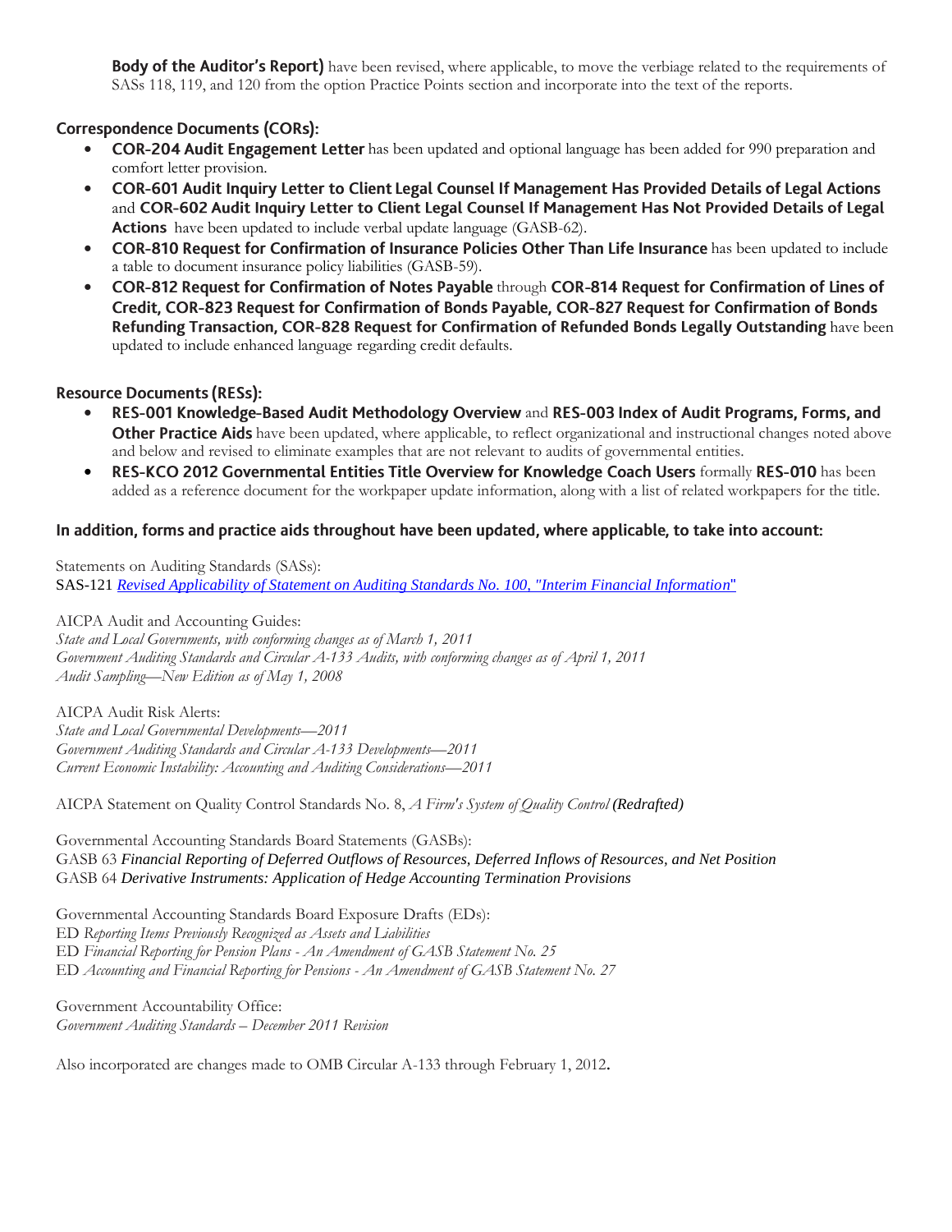**Body of the Auditor's Report)** have been revised, where applicable, to move the verbiage related to the requirements of SASs 118, 119, and 120 from the option Practice Points section and incorporate into the text of the reports.

### Correspondence Documents (CORs):

- **COR-204 Audit Engagement Letter** has been updated and optional language has been added for 990 preparation and comfort letter provision.
- **COR-601 Audit Inquiry Letter to Client Legal Counsel If Management Has Provided Details of Legal Actions** and **COR-602 Audit Inquiry Letter to Client Legal Counsel If Management Has Not Provided Details of Legal Actions** have been updated to include verbal update language (GASB-62).
- **COR-810 Request for Confirmation of Insurance Policies Other Than Life Insurance** has been updated to include a table to document insurance policy liabilities (GASB-59).
- **COR-812 Request for Confirmation of Notes Payable** through **COR-814 Request for Confirmation of Lines of Credit, COR-823 Request for Confirmation of Bonds Payable, COR-827 Request for Confirmation of Bonds Refunding Transaction, COR-828 Request for Confirmation of Refunded Bonds Legally Outstanding** have been updated to include enhanced language regarding credit defaults.

### Resource Documents (RESs):

- **RES-001 Knowledge-Based Audit Methodology Overview** and **RES-003 Index of Audit Programs, Forms, and Other Practice Aids** have been updated, where applicable, to reflect organizational and instructional changes noted above and below and revised to eliminate examples that are not relevant to audits of governmental entities.
- **RES-KCO 2012 Governmental Entities Title Overview for Knowledge Coach Users** formally **RES-010** has been added as a reference document for the workpaper update information, along with a list of related workpapers for the title.

### In addition, forms and practice aids throughout have been updated, where applicable, to take into account:

Statements on Auditing Standards (SASs):
SAS-121 *Revised Applicability of Statement on Auditing Standards No. 100, "Interim Financial Information"*

AICPA Audit and Accounting Guides:
*State and Local Governments, with conforming changes as of March 1, 2011*
*Government Auditing Standards and Circular A-133 Audits, with conforming changes as of April 1, 2011*
*Audit Sampling—New Edition as of May 1, 2008*

AICPA Audit Risk Alerts:
*State and Local Governmental Developments—2011*
*Government Auditing Standards and Circular A-133 Developments—2011*
*Current Economic Instability: Accounting and Auditing Considerations—2011*

AICPA Statement on Quality Control Standards No. 8, *A Firm's System of Quality Control (Redrafted)*

Governmental Accounting Standards Board Statements (GASBs):
GASB 63 *Financial Reporting of Deferred Outflows of Resources, Deferred Inflows of Resources, and Net Position*
GASB 64 *Derivative Instruments: Application of Hedge Accounting Termination Provisions*

Governmental Accounting Standards Board Exposure Drafts (EDs):
ED *Reporting Items Previously Recognized as Assets and Liabilities*
ED *Financial Reporting for Pension Plans - An Amendment of GASB Statement No. 25*
ED *Accounting and Financial Reporting for Pensions - An Amendment of GASB Statement No. 27*

Government Accountability Office:
*Government Auditing Standards – December 2011 Revision*

Also incorporated are changes made to OMB Circular A-133 through February 1, 2012.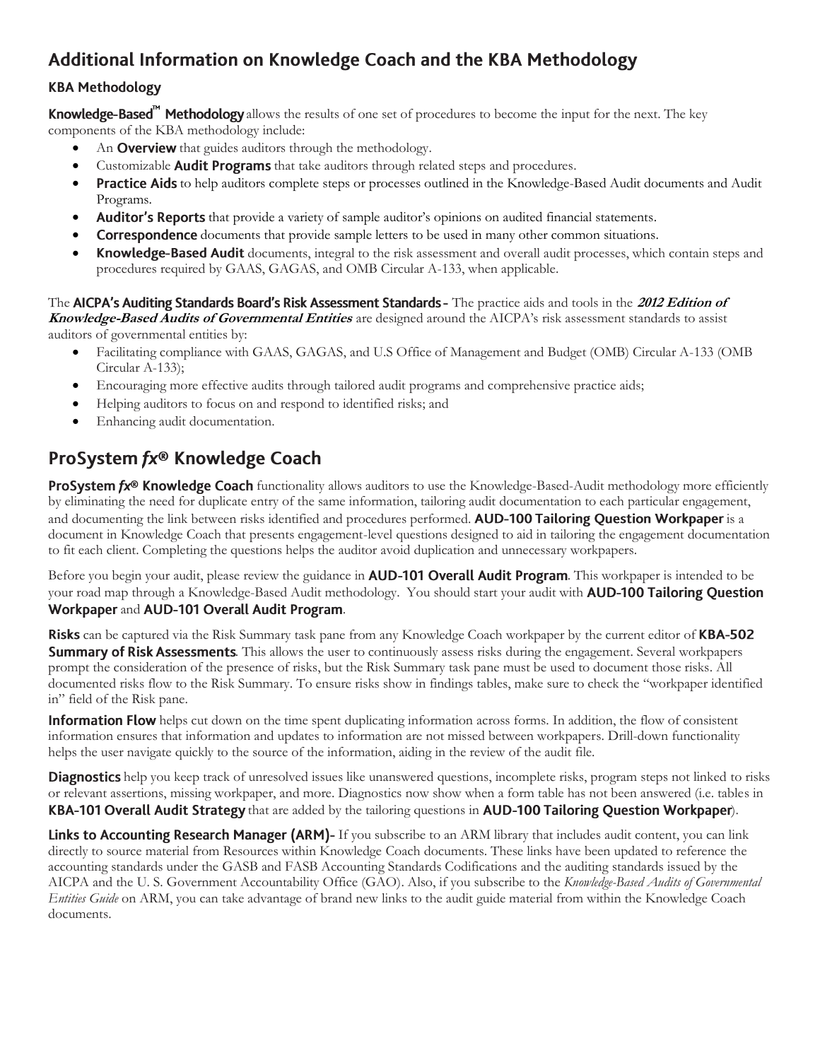## Additional Information on Knowledge Coach and the KBA Methodology

### KBA Methodology

**Knowledge-Based™ Methodology** allows the results of one set of procedures to become the input for the next. The key components of the KBA methodology include:

- An **Overview** that guides auditors through the methodology.
- Customizable **Audit Programs** that take auditors through related steps and procedures.
- **Practice Aids** to help auditors complete steps or processes outlined in the Knowledge-Based Audit documents and Audit Programs.
- **Auditor's Reports** that provide a variety of sample auditor's opinions on audited financial statements.
- **Correspondence** documents that provide sample letters to be used in many other common situations.
- **Knowledge-Based Audit** documents, integral to the risk assessment and overall audit processes, which contain steps and procedures required by GAAS, GAGAS, and OMB Circular A-133, when applicable.

The **AICPA's Auditing Standards Board's Risk Assessment Standards -** The practice aids and tools in the ***2012 Edition of Knowledge-Based Audits of Governmental Entities*** are designed around the AICPA's risk assessment standards to assist auditors of governmental entities by:

- Facilitating compliance with GAAS, GAGAS, and U.S Office of Management and Budget (OMB) Circular A-133 (OMB Circular A-133);
- Encouraging more effective audits through tailored audit programs and comprehensive practice aids;
- Helping auditors to focus on and respond to identified risks; and
- Enhancing audit documentation.

## ProSystem *fx*® Knowledge Coach

**ProSystem *fx*® Knowledge Coach** functionality allows auditors to use the Knowledge-Based-Audit methodology more efficiently by eliminating the need for duplicate entry of the same information, tailoring audit documentation to each particular engagement, and documenting the link between risks identified and procedures performed. **AUD-100 Tailoring Question Workpaper** is a document in Knowledge Coach that presents engagement-level questions designed to aid in tailoring the engagement documentation to fit each client. Completing the questions helps the auditor avoid duplication and unnecessary workpapers.

Before you begin your audit, please review the guidance in **AUD-101 Overall Audit Program**. This workpaper is intended to be your road map through a Knowledge-Based Audit methodology. You should start your audit with **AUD-100 Tailoring Question Workpaper** and **AUD-101 Overall Audit Program**.

**Risks** can be captured via the Risk Summary task pane from any Knowledge Coach workpaper by the current editor of **KBA-502 Summary of Risk Assessments**. This allows the user to continuously assess risks during the engagement. Several workpapers prompt the consideration of the presence of risks, but the Risk Summary task pane must be used to document those risks. All documented risks flow to the Risk Summary. To ensure risks show in findings tables, make sure to check the "workpaper identified in" field of the Risk pane.

**Information Flow** helps cut down on the time spent duplicating information across forms. In addition, the flow of consistent information ensures that information and updates to information are not missed between workpapers. Drill-down functionality helps the user navigate quickly to the source of the information, aiding in the review of the audit file.

**Diagnostics** help you keep track of unresolved issues like unanswered questions, incomplete risks, program steps not linked to risks or relevant assertions, missing workpaper, and more. Diagnostics now show when a form table has not been answered (i.e. tables in **KBA-101 Overall Audit Strategy** that are added by the tailoring questions in **AUD-100 Tailoring Question Workpaper**).

**Links to Accounting Research Manager (ARM)-** If you subscribe to an ARM library that includes audit content, you can link directly to source material from Resources within Knowledge Coach documents. These links have been updated to reference the accounting standards under the GASB and FASB Accounting Standards Codifications and the auditing standards issued by the AICPA and the U. S. Government Accountability Office (GAO). Also, if you subscribe to the *Knowledge-Based Audits of Governmental Entities Guide* on ARM, you can take advantage of brand new links to the audit guide material from within the Knowledge Coach documents.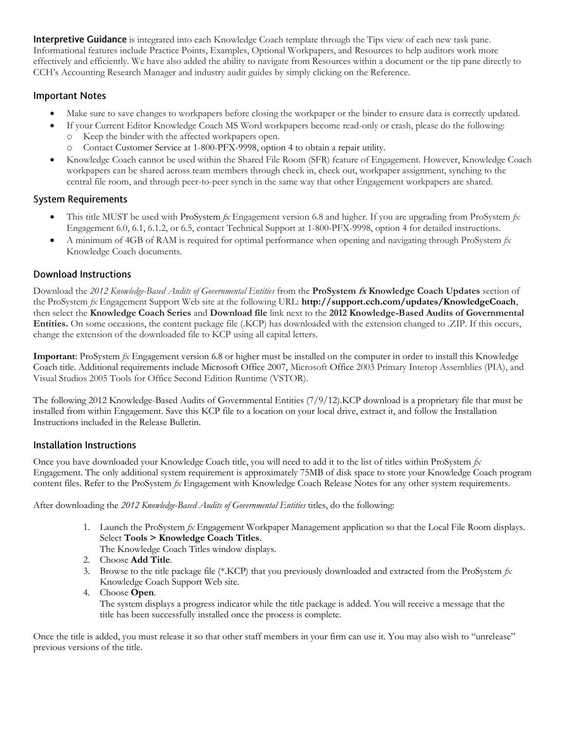**Interpretive Guidance** is integrated into each Knowledge Coach template through the Tips view of each new task pane. Informational features include Practice Points, Examples, Optional Workpapers, and Resources to help auditors work more effectively and efficiently. We have also added the ability to navigate from Resources within a document or the tip pane directly to CCH's Accounting Research Manager and industry audit guides by simply clicking on the Reference.

## Important Notes

- Make sure to save changes to workpapers before closing the workpaper or the binder to ensure data is correctly updated.
- If your Current Editor Knowledge Coach MS Word workpapers become read-only or crash, please do the following:
  - Keep the binder with the affected workpapers open.
  - Contact Customer Service at 1-800-PFX-9998, option 4 to obtain a repair utility.
- Knowledge Coach cannot be used within the Shared File Room (SFR) feature of Engagement. However, Knowledge Coach workpapers can be shared across team members through check in, check out, workpaper assignment, synching to the central file room, and through peer-to-peer synch in the same way that other Engagement workpapers are shared.

## System Requirements

- This title MUST be used with ProSystem *fx* Engagement version 6.8 and higher. If you are upgrading from ProSystem *fx* Engagement 6.0, 6.1, 6.1.2, or 6.5, contact Technical Support at 1-800-PFX-9998, option 4 for detailed instructions.
- A minimum of 4GB of RAM is required for optimal performance when opening and navigating through ProSystem *fx* Knowledge Coach documents.

## Download Instructions

Download the *2012 Knowledge-Based Audits of Governmental Entities* from the **ProSystem *fx* Knowledge Coach Updates** section of the ProSystem *fx* Engagement Support Web site at the following URL: **http://support.cch.com/updates/KnowledgeCoach**, then select the **Knowledge Coach Series** and **Download file** link next to the **2012 Knowledge-Based Audits of Governmental Entities.** On some occasions, the content package file (.KCP) has downloaded with the extension changed to .ZIP. If this occurs, change the extension of the downloaded file to KCP using all capital letters.

**Important**: ProSystem *fx* Engagement version 6.8 or higher must be installed on the computer in order to install this Knowledge Coach title. Additional requirements include Microsoft Office 2007, Microsoft Office 2003 Primary Interop Assemblies (PIA), and Visual Studios 2005 Tools for Office Second Edition Runtime (VSTOR).

The following 2012 Knowledge-Based Audits of Governmental Entities (7/9/12).KCP download is a proprietary file that must be installed from within Engagement. Save this KCP file to a location on your local drive, extract it, and follow the Installation Instructions included in the Release Bulletin.

## Installation Instructions

Once you have downloaded your Knowledge Coach title, you will need to add it to the list of titles within ProSystem *fx* Engagement. The only additional system requirement is approximately 75MB of disk space to store your Knowledge Coach program content files. Refer to the ProSystem *fx* Engagement with Knowledge Coach Release Notes for any other system requirements.

After downloading the *2012 Knowledge-Based Audits of Governmental Entities* titles, do the following:

1. Launch the ProSystem *fx* Engagement Workpaper Management application so that the Local File Room displays. Select **Tools > Knowledge Coach Titles**.
   The Knowledge Coach Titles window displays.
2. Choose **Add Title**.
3. Browse to the title package file (*.KCP) that you previously downloaded and extracted from the ProSystem *fx* Knowledge Coach Support Web site.
4. Choose **Open**.
   The system displays a progress indicator while the title package is added. You will receive a message that the title has been successfully installed once the process is complete.

Once the title is added, you must release it so that other staff members in your firm can use it. You may also wish to "unrelease" previous versions of the title.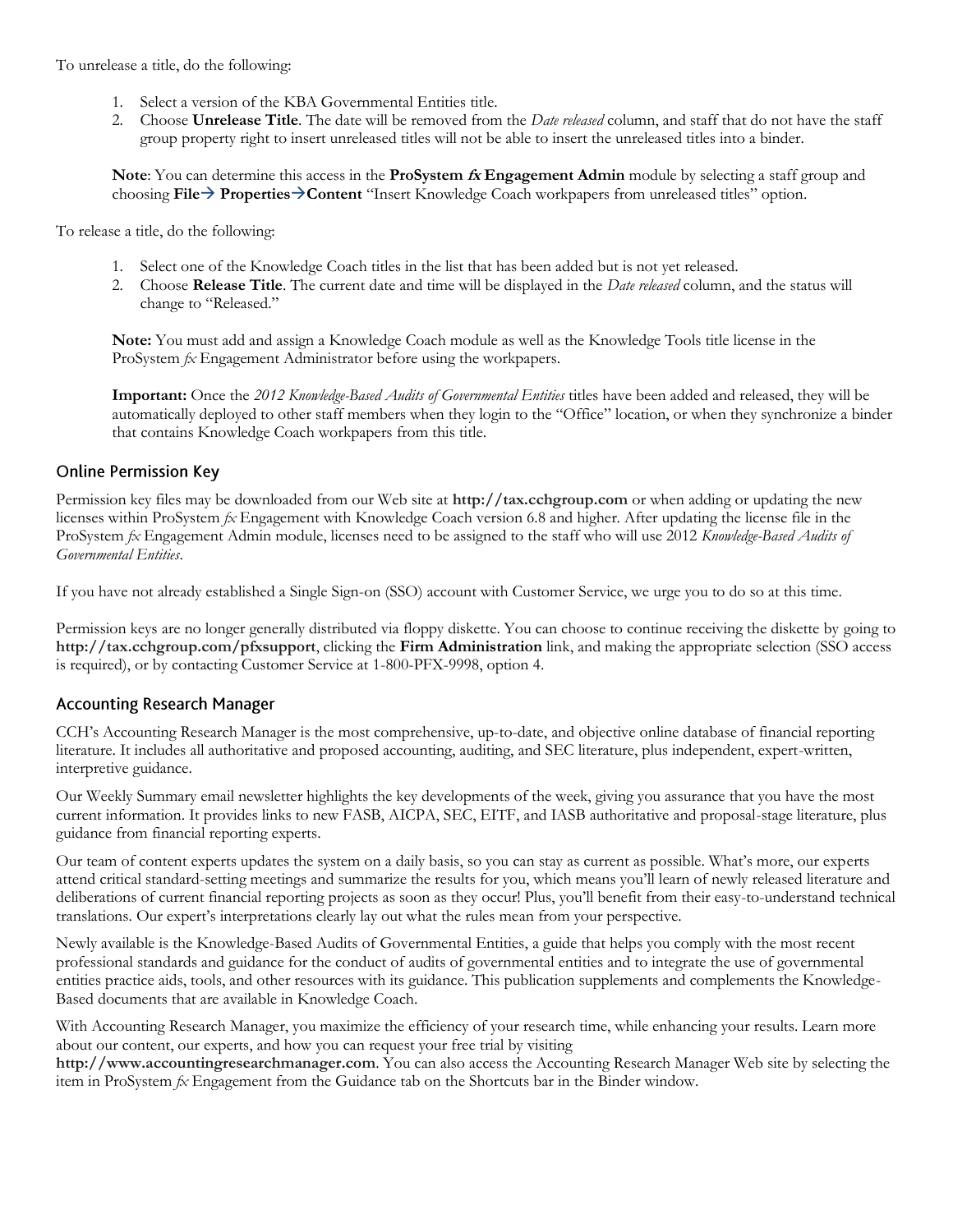To unrelease a title, do the following:

1. Select a version of the KBA Governmental Entities title.
2. Choose **Unrelease Title**. The date will be removed from the *Date released* column, and staff that do not have the staff group property right to insert unreleased titles will not be able to insert the unreleased titles into a binder.

**Note**: You can determine this access in the **ProSystem *fx* Engagement Admin** module by selecting a staff group and choosing **File→ Properties→Content** "Insert Knowledge Coach workpapers from unreleased titles" option.

To release a title, do the following:

1. Select one of the Knowledge Coach titles in the list that has been added but is not yet released.
2. Choose **Release Title**. The current date and time will be displayed in the *Date released* column, and the status will change to "Released."

**Note:** You must add and assign a Knowledge Coach module as well as the Knowledge Tools title license in the ProSystem *fx* Engagement Administrator before using the workpapers.

**Important:** Once the *2012 Knowledge-Based Audits of Governmental Entities* titles have been added and released, they will be automatically deployed to other staff members when they login to the "Office" location, or when they synchronize a binder that contains Knowledge Coach workpapers from this title.

## Online Permission Key

Permission key files may be downloaded from our Web site at **http://tax.cchgroup.com** or when adding or updating the new licenses within ProSystem *fx* Engagement with Knowledge Coach version 6.8 and higher. After updating the license file in the ProSystem *fx* Engagement Admin module, licenses need to be assigned to the staff who will use 2012 *Knowledge-Based Audits of Governmental Entities*.

If you have not already established a Single Sign-on (SSO) account with Customer Service, we urge you to do so at this time.

Permission keys are no longer generally distributed via floppy diskette. You can choose to continue receiving the diskette by going to **http://tax.cchgroup.com/pfxsupport**, clicking the **Firm Administration** link, and making the appropriate selection (SSO access is required), or by contacting Customer Service at 1-800-PFX-9998, option 4.

## Accounting Research Manager

CCH's Accounting Research Manager is the most comprehensive, up-to-date, and objective online database of financial reporting literature. It includes all authoritative and proposed accounting, auditing, and SEC literature, plus independent, expert-written, interpretive guidance.

Our Weekly Summary email newsletter highlights the key developments of the week, giving you assurance that you have the most current information. It provides links to new FASB, AICPA, SEC, EITF, and IASB authoritative and proposal-stage literature, plus guidance from financial reporting experts.

Our team of content experts updates the system on a daily basis, so you can stay as current as possible. What's more, our experts attend critical standard-setting meetings and summarize the results for you, which means you'll learn of newly released literature and deliberations of current financial reporting projects as soon as they occur! Plus, you'll benefit from their easy-to-understand technical translations. Our expert's interpretations clearly lay out what the rules mean from your perspective.

Newly available is the Knowledge-Based Audits of Governmental Entities, a guide that helps you comply with the most recent professional standards and guidance for the conduct of audits of governmental entities and to integrate the use of governmental entities practice aids, tools, and other resources with its guidance. This publication supplements and complements the Knowledge-Based documents that are available in Knowledge Coach.

With Accounting Research Manager, you maximize the efficiency of your research time, while enhancing your results. Learn more about our content, our experts, and how you can request your free trial by visiting **http://www.accountingresearchmanager.com**. You can also access the Accounting Research Manager Web site by selecting the item in ProSystem *fx* Engagement from the Guidance tab on the Shortcuts bar in the Binder window.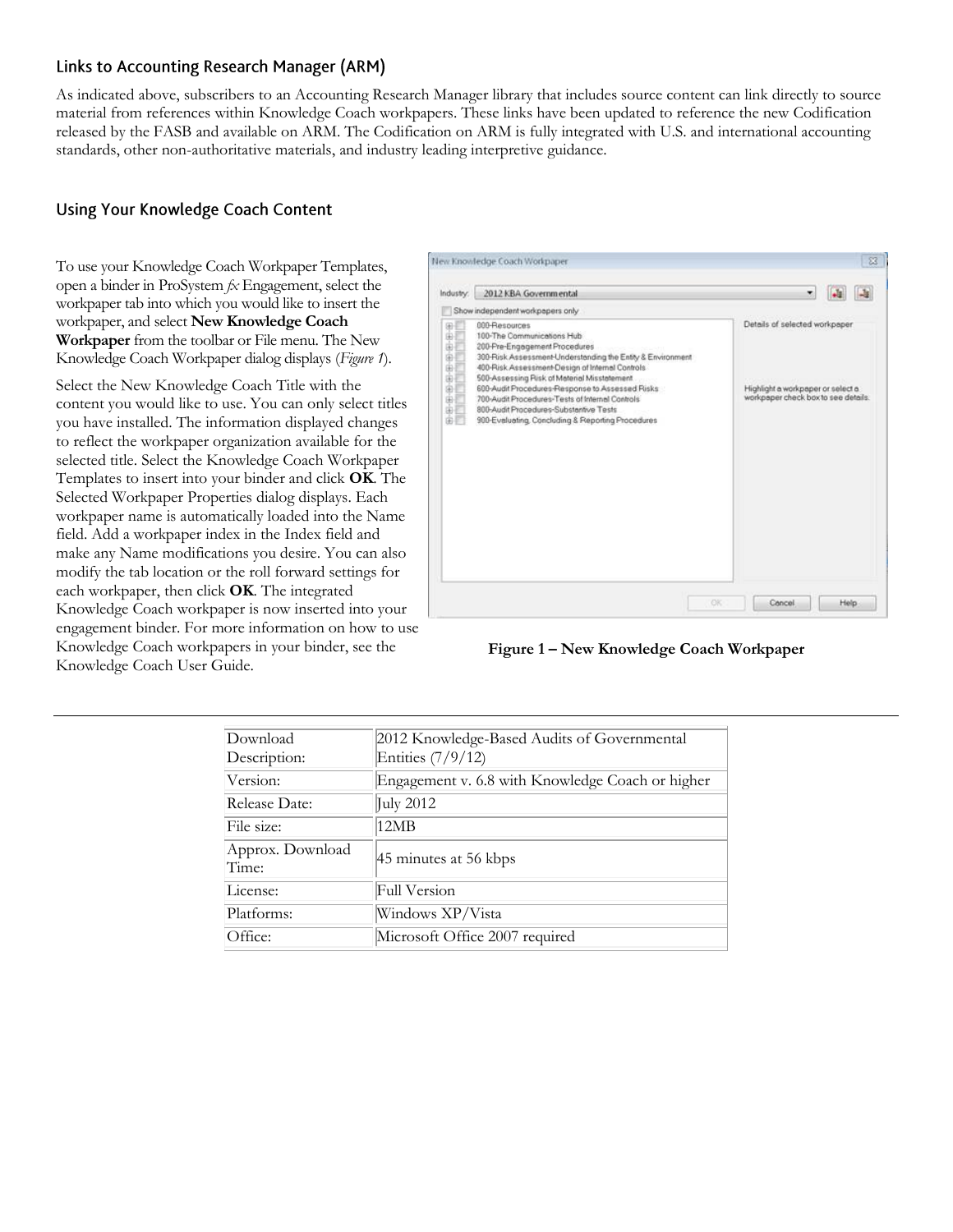## Links to Accounting Research Manager (ARM)

As indicated above, subscribers to an Accounting Research Manager library that includes source content can link directly to source material from references within Knowledge Coach workpapers. These links have been updated to reference the new Codification released by the FASB and available on ARM. The Codification on ARM is fully integrated with U.S. and international accounting standards, other non-authoritative materials, and industry leading interpretive guidance.

## Using Your Knowledge Coach Content

To use your Knowledge Coach Workpaper Templates, open a binder in ProSystem *fx* Engagement, select the workpaper tab into which you would like to insert the workpaper, and select **New Knowledge Coach Workpaper** from the toolbar or File menu. The New Knowledge Coach Workpaper dialog displays (*Figure 1*).

Select the New Knowledge Coach Title with the content you would like to use. You can only select titles you have installed. The information displayed changes to reflect the workpaper organization available for the selected title. Select the Knowledge Coach Workpaper Templates to insert into your binder and click **OK**. The Selected Workpaper Properties dialog displays. Each workpaper name is automatically loaded into the Name field. Add a workpaper index in the Index field and make any Name modifications you desire. You can also modify the tab location or the roll forward settings for each workpaper, then click **OK**. The integrated Knowledge Coach workpaper is now inserted into your engagement binder. For more information on how to use Knowledge Coach workpapers in your binder, see the Knowledge Coach User Guide.

**Figure 1 – New Knowledge Coach Workpaper**

| | |
|---|---|
| Download Description: | 2012 Knowledge-Based Audits of Governmental Entities (7/9/12) |
| Version: | Engagement v. 6.8 with Knowledge Coach or higher |
| Release Date: | July 2012 |
| File size: | 12MB |
| Approx. Download Time: | 45 minutes at 56 kbps |
| License: | Full Version |
| Platforms: | Windows XP/Vista |
| Office: | Microsoft Office 2007 required |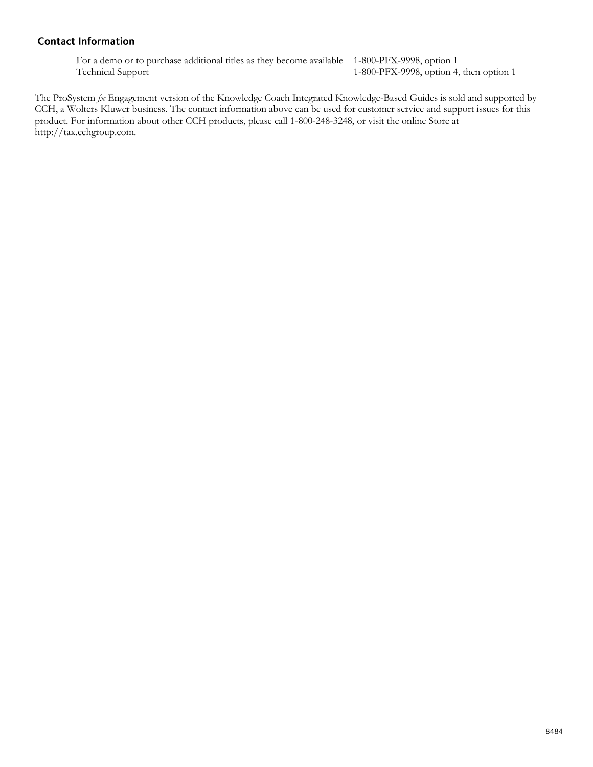## Contact Information

| | |
|---|---|
| For a demo or to purchase additional titles as they become available | 1-800-PFX-9998, option 1 |
| Technical Support | 1-800-PFX-9998, option 4, then option 1 |

The ProSystem *fx* Engagement version of the Knowledge Coach Integrated Knowledge-Based Guides is sold and supported by CCH, a Wolters Kluwer business. The contact information above can be used for customer service and support issues for this product. For information about other CCH products, please call 1-800-248-3248, or visit the online Store at http://tax.cchgroup.com.

8484